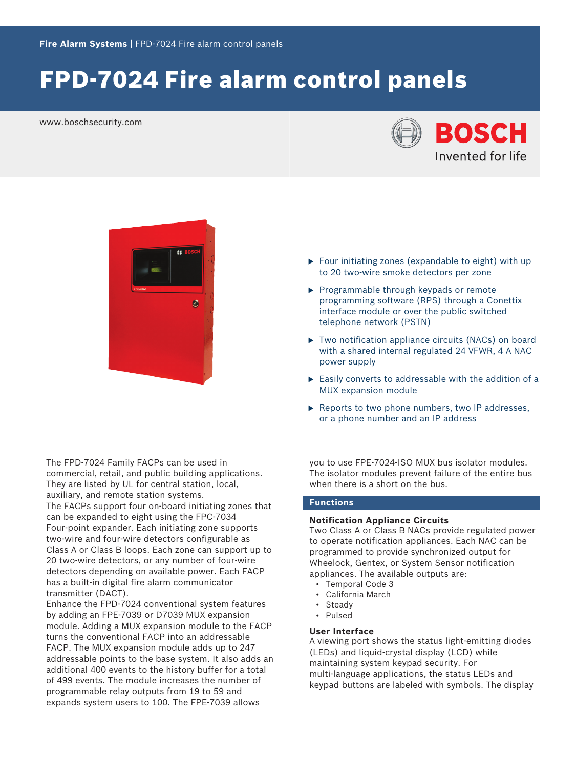Fire Alarm Systems | FPD-7024 Fire alarm control panels

# FPD-7024 Fire alarm control panels

www.boschsecurity.com

BOSCH
Invented for life

- Four initiating zones (expandable to eight) with up to 20 two-wire smoke detectors per zone
- Programmable through keypads or remote programming software (RPS) through a Conettix interface module or over the public switched telephone network (PSTN)
- Two notification appliance circuits (NACs) on board with a shared internal regulated 24 VFWR, 4 A NAC power supply
- Easily converts to addressable with the addition of a MUX expansion module
- Reports to two phone numbers, two IP addresses, or a phone number and an IP address

The FPD-7024 Family FACPs can be used in commercial, retail, and public building applications. They are listed by UL for central station, local, auxiliary, and remote station systems.

The FACPs support four on-board initiating zones that can be expanded to eight using the FPC-7034 Four-point expander. Each initiating zone supports two-wire and four-wire detectors configurable as Class A or Class B loops. Each zone can support up to 20 two-wire detectors, or any number of four-wire detectors depending on available power. Each FACP has a built-in digital fire alarm communicator transmitter (DACT).

Enhance the FPD-7024 conventional system features by adding an FPE-7039 or D7039 MUX expansion module. Adding a MUX expansion module to the FACP turns the conventional FACP into an addressable FACP. The MUX expansion module adds up to 247 addressable points to the base system. It also adds an additional 400 events to the history buffer for a total of 499 events. The module increases the number of programmable relay outputs from 19 to 59 and expands system users to 100. The FPE-7039 allows you to use FPE-7024-ISO MUX bus isolator modules. The isolator modules prevent failure of the entire bus when there is a short on the bus.

## Functions

### Notification Appliance Circuits

Two Class A or Class B NACs provide regulated power to operate notification appliances. Each NAC can be programmed to provide synchronized output for Wheelock, Gentex, or System Sensor notification appliances. The available outputs are:

- Temporal Code 3
- California March
- Steady
- Pulsed

### User Interface

A viewing port shows the status light-emitting diodes (LEDs) and liquid-crystal display (LCD) while maintaining system keypad security. For multi-language applications, the status LEDs and keypad buttons are labeled with symbols. The display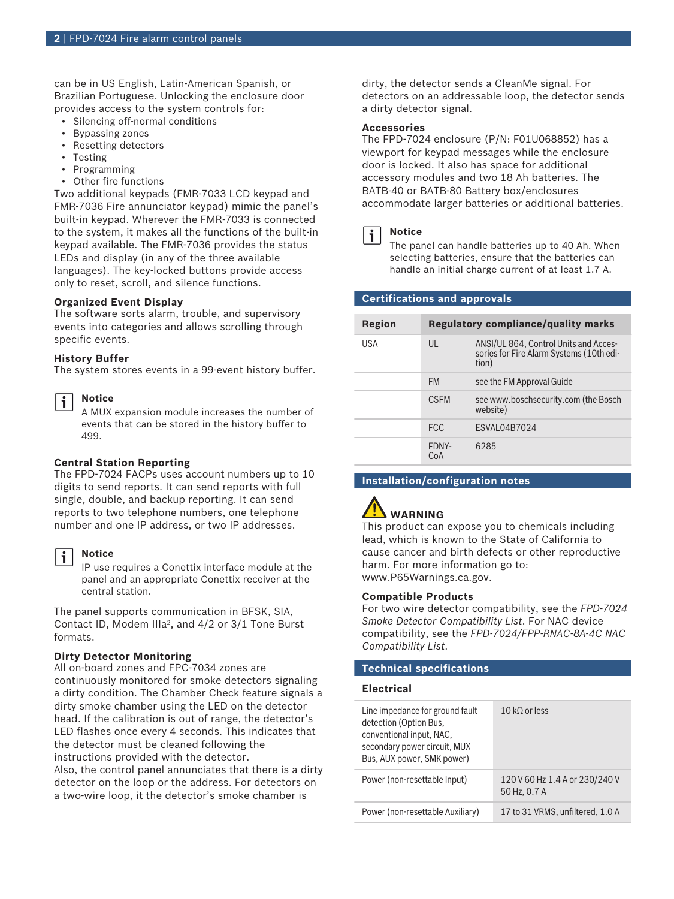can be in US English, Latin-American Spanish, or Brazilian Portuguese. Unlocking the enclosure door provides access to the system controls for:

- Silencing off-normal conditions
- Bypassing zones
- Resetting detectors
- Testing
- Programming
- Other fire functions

Two additional keypads (FMR-7033 LCD keypad and FMR-7036 Fire annunciator keypad) mimic the panel's built-in keypad. Wherever the FMR-7033 is connected to the system, it makes all the functions of the built-in keypad available. The FMR-7036 provides the status LEDs and display (in any of the three available languages). The key-locked buttons provide access only to reset, scroll, and silence functions.

### Organized Event Display

The software sorts alarm, trouble, and supervisory events into categories and allows scrolling through specific events.

### History Buffer

The system stores events in a 99-event history buffer.

> **Notice**
> A MUX expansion module increases the number of events that can be stored in the history buffer to 499.

### Central Station Reporting

The FPD-7024 FACPs uses account numbers up to 10 digits to send reports. It can send reports with full single, double, and backup reporting. It can send reports to two telephone numbers, one telephone number and one IP address, or two IP addresses.

> **Notice**
> IP use requires a Conettix interface module at the panel and an appropriate Conettix receiver at the central station.

The panel supports communication in BFSK, SIA, Contact ID, Modem IIIa², and 4/2 or 3/1 Tone Burst formats.

### Dirty Detector Monitoring

All on-board zones and FPC-7034 zones are continuously monitored for smoke detectors signaling a dirty condition. The Chamber Check feature signals a dirty smoke chamber using the LED on the detector head. If the calibration is out of range, the detector's LED flashes once every 4 seconds. This indicates that the detector must be cleaned following the instructions provided with the detector.
Also, the control panel annunciates that there is a dirty detector on the loop or the address. For detectors on a two-wire loop, it the detector's smoke chamber is dirty, the detector sends a CleanMe signal. For detectors on an addressable loop, the detector sends a dirty detector signal.

### Accessories

The FPD-7024 enclosure (P/N: F01U068852) has a viewport for keypad messages while the enclosure door is locked. It also has space for additional accessory modules and two 18 Ah batteries. The BATB-40 or BATB-80 Battery box/enclosures accommodate larger batteries or additional batteries.

> **Notice**
> The panel can handle batteries up to 40 Ah. When selecting batteries, ensure that the batteries can handle an initial charge current of at least 1.7 A.

## Certifications and approvals

| Region | Regulatory compliance/quality marks | |
|---|---|---|
| USA | UL | ANSI/UL 864, Control Units and Accessories for Fire Alarm Systems (10th edition) |
| | FM | see the FM Approval Guide |
| | CSFM | see www.boschsecurity.com (the Bosch website) |
| | FCC | ESVAL04B7024 |
| | FDNY-CoA | 6285 |

## Installation/configuration notes

**WARNING**
This product can expose you to chemicals including lead, which is known to the State of California to cause cancer and birth defects or other reproductive harm. For more information go to: www.P65Warnings.ca.gov.

### Compatible Products

For two wire detector compatibility, see the *FPD-7024 Smoke Detector Compatibility List*. For NAC device compatibility, see the *FPD-7024/FPP-RNAC-8A-4C NAC Compatibility List*.

## Technical specifications

### Electrical

| | |
|---|---|
| Line impedance for ground fault detection (Option Bus, conventional input, NAC, secondary power circuit, MUX Bus, AUX power, SMK power) | 10 kΩ or less |
| Power (non-resettable Input) | 120 V 60 Hz 1.4 A or 230/240 V 50 Hz, 0.7 A |
| Power (non-resettable Auxiliary) | 17 to 31 VRMS, unfiltered, 1.0 A |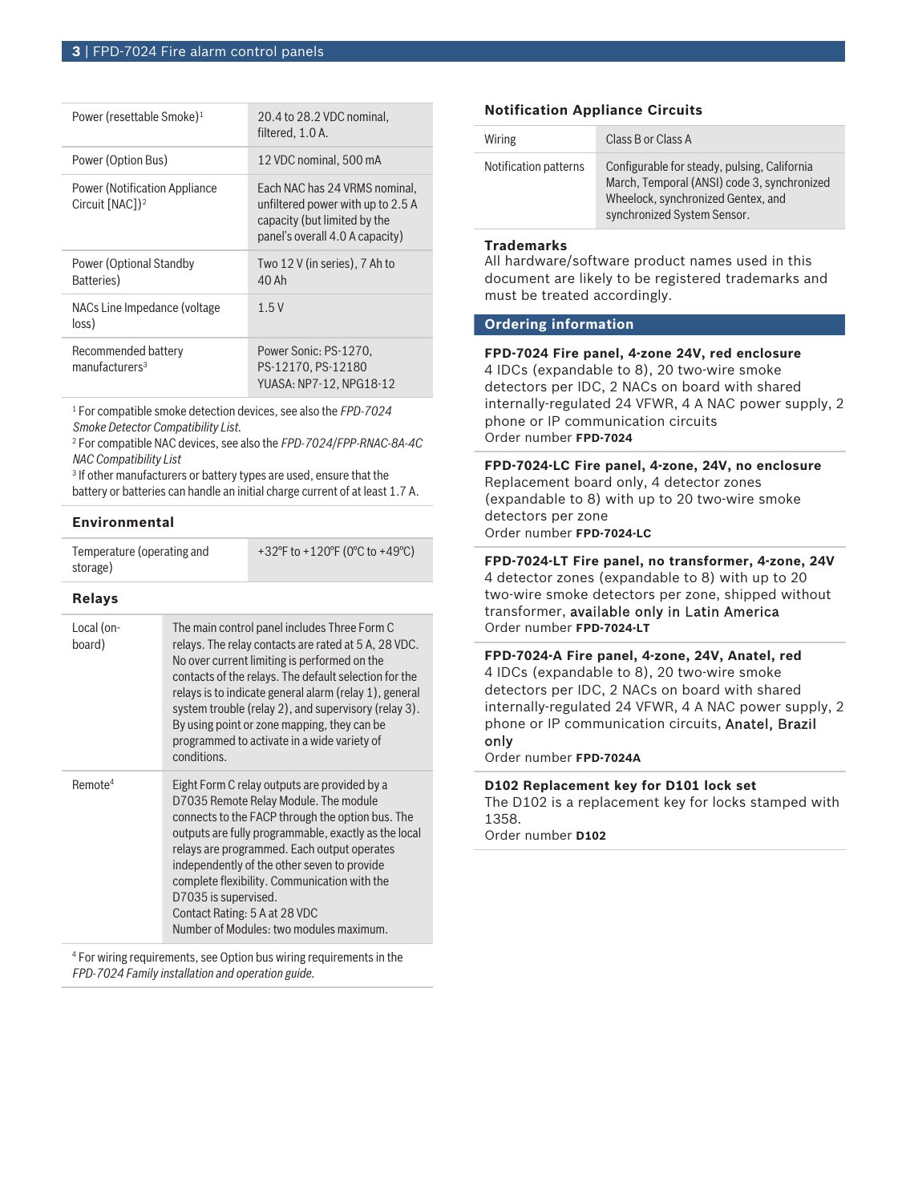| | |
|---|---|
| Power (resettable Smoke)[1] | 20.4 to 28.2 VDC nominal, filtered, 1.0 A. |
| Power (Option Bus) | 12 VDC nominal, 500 mA |
| Power (Notification Appliance Circuit [NAC])[2] | Each NAC has 24 VRMS nominal, unfiltered power with up to 2.5 A capacity (but limited by the panel's overall 4.0 A capacity) |
| Power (Optional Standby Batteries) | Two 12 V (in series), 7 Ah to 40 Ah |
| NACs Line Impedance (voltage loss) | 1.5 V |
| Recommended battery manufacturers[3] | Power Sonic: PS-1270, PS-12170, PS-12180<br>YUASA: NP7-12, NPG18-12 |

[1] For compatible smoke detection devices, see also the *FPD-7024 Smoke Detector Compatibility List.*
[2] For compatible NAC devices, see also the *FPD-7024/FPP-RNAC-8A-4C NAC Compatibility List*
[3] If other manufacturers or battery types are used, ensure that the battery or batteries can handle an initial charge current of at least 1.7 A.

### Environmental

| | |
|---|---|
| Temperature (operating and storage) | +32°F to +120°F (0°C to +49°C) |

### Relays

| | |
|---|---|
| Local (on-board) | The main control panel includes Three Form C relays. The relay contacts are rated at 5 A, 28 VDC. No over current limiting is performed on the contacts of the relays. The default selection for the relays is to indicate general alarm (relay 1), general system trouble (relay 2), and supervisory (relay 3). By using point or zone mapping, they can be programmed to activate in a wide variety of conditions. |
| Remote[4] | Eight Form C relay outputs are provided by a D7035 Remote Relay Module. The module connects to the FACP through the option bus. The outputs are fully programmable, exactly as the local relays are programmed. Each output operates independently of the other seven to provide complete flexibility. Communication with the D7035 is supervised.<br>Contact Rating: 5 A at 28 VDC<br>Number of Modules: two modules maximum. |

[4] For wiring requirements, see Option bus wiring requirements in the *FPD-7024 Family installation and operation guide.*

### Notification Appliance Circuits

| | |
|---|---|
| Wiring | Class B or Class A |
| Notification patterns | Configurable for steady, pulsing, California March, Temporal (ANSI) code 3, synchronized Wheelock, synchronized Gentex, and synchronized System Sensor. |

### Trademarks

All hardware/software product names used in this document are likely to be registered trademarks and must be treated accordingly.

## Ordering information

**FPD-7024 Fire panel, 4-zone 24V, red enclosure**
4 IDCs (expandable to 8), 20 two-wire smoke detectors per IDC, 2 NACs on board with shared internally-regulated 24 VFWR, 4 A NAC power supply, 2 phone or IP communication circuits
Order number **FPD-7024**

**FPD-7024-LC Fire panel, 4-zone, 24V, no enclosure**
Replacement board only, 4 detector zones (expandable to 8) with up to 20 two-wire smoke detectors per zone
Order number **FPD-7024-LC**

**FPD-7024-LT Fire panel, no transformer, 4-zone, 24V**
4 detector zones (expandable to 8) with up to 20 two-wire smoke detectors per zone, shipped without transformer, available only in Latin America
Order number **FPD-7024-LT**

**FPD-7024-A Fire panel, 4-zone, 24V, Anatel, red**
4 IDCs (expandable to 8), 20 two-wire smoke detectors per IDC, 2 NACs on board with shared internally-regulated 24 VFWR, 4 A NAC power supply, 2 phone or IP communication circuits, Anatel, Brazil only
Order number **FPD-7024A**

**D102 Replacement key for D101 lock set**
The D102 is a replacement key for locks stamped with 1358.
Order number **D102**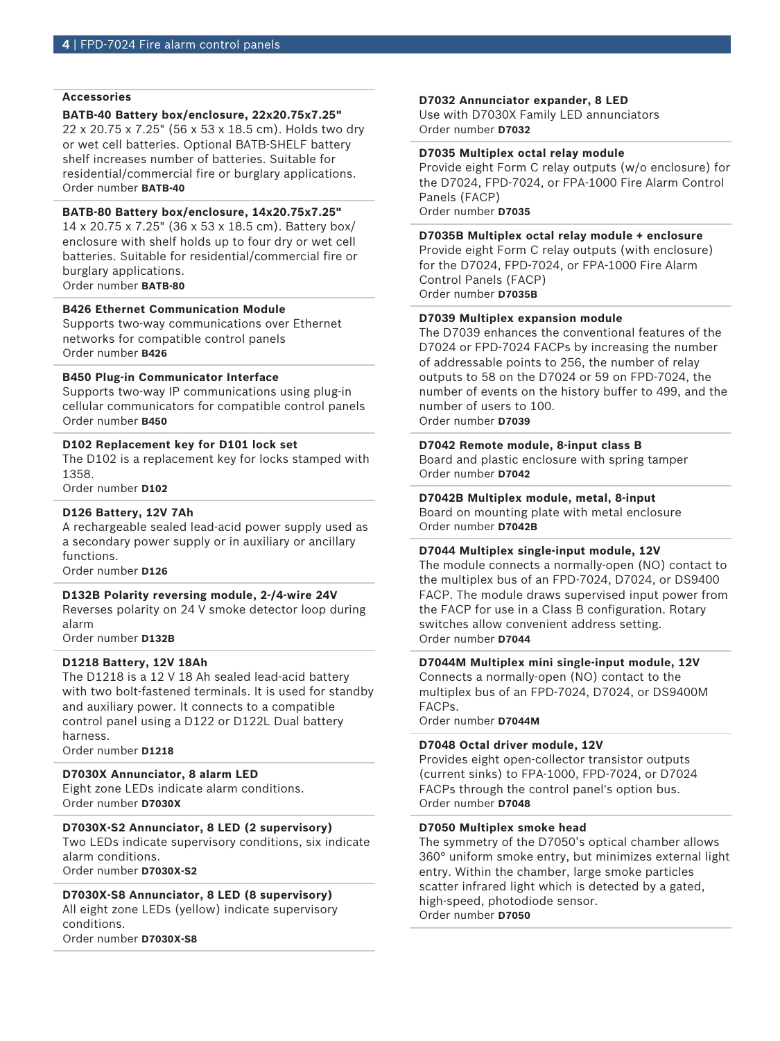## Accessories

**BATB-40 Battery box/enclosure, 22x20.75x7.25"**
22 x 20.75 x 7.25" (56 x 53 x 18.5 cm). Holds two dry or wet cell batteries. Optional BATB-SHELF battery shelf increases number of batteries. Suitable for residential/commercial fire or burglary applications.
Order number **BATB-40**

**BATB-80 Battery box/enclosure, 14x20.75x7.25"**
14 x 20.75 x 7.25" (36 x 53 x 18.5 cm). Battery box/enclosure with shelf holds up to four dry or wet cell batteries. Suitable for residential/commercial fire or burglary applications.
Order number **BATB-80**

**B426 Ethernet Communication Module**
Supports two-way communications over Ethernet networks for compatible control panels
Order number **B426**

**B450 Plug-in Communicator Interface**
Supports two-way IP communications using plug-in cellular communicators for compatible control panels
Order number **B450**

**D102 Replacement key for D101 lock set**
The D102 is a replacement key for locks stamped with 1358.
Order number **D102**

**D126 Battery, 12V 7Ah**
A rechargeable sealed lead-acid power supply used as a secondary power supply or in auxiliary or ancillary functions.
Order number **D126**

**D132B Polarity reversing module, 2-/4-wire 24V**
Reverses polarity on 24 V smoke detector loop during alarm
Order number **D132B**

**D1218 Battery, 12V 18Ah**
The D1218 is a 12 V 18 Ah sealed lead-acid battery with two bolt-fastened terminals. It is used for standby and auxiliary power. It connects to a compatible control panel using a D122 or D122L Dual battery harness.
Order number **D1218**

**D7030X Annunciator, 8 alarm LED**
Eight zone LEDs indicate alarm conditions.
Order number **D7030X**

**D7030X-S2 Annunciator, 8 LED (2 supervisory)**
Two LEDs indicate supervisory conditions, six indicate alarm conditions.
Order number **D7030X-S2**

**D7030X-S8 Annunciator, 8 LED (8 supervisory)**
All eight zone LEDs (yellow) indicate supervisory conditions.
Order number **D7030X-S8**

**D7032 Annunciator expander, 8 LED**
Use with D7030X Family LED annunciators
Order number **D7032**

**D7035 Multiplex octal relay module**
Provide eight Form C relay outputs (w/o enclosure) for the D7024, FPD-7024, or FPA-1000 Fire Alarm Control Panels (FACP)
Order number **D7035**

**D7035B Multiplex octal relay module + enclosure**
Provide eight Form C relay outputs (with enclosure) for the D7024, FPD-7024, or FPA-1000 Fire Alarm Control Panels (FACP)
Order number **D7035B**

**D7039 Multiplex expansion module**
The D7039 enhances the conventional features of the D7024 or FPD-7024 FACPs by increasing the number of addressable points to 256, the number of relay outputs to 58 on the D7024 or 59 on FPD-7024, the number of events on the history buffer to 499, and the number of users to 100.
Order number **D7039**

**D7042 Remote module, 8-input class B**
Board and plastic enclosure with spring tamper
Order number **D7042**

**D7042B Multiplex module, metal, 8-input**
Board on mounting plate with metal enclosure
Order number **D7042B**

**D7044 Multiplex single-input module, 12V**
The module connects a normally-open (NO) contact to the multiplex bus of an FPD-7024, D7024, or DS9400 FACP. The module draws supervised input power from the FACP for use in a Class B configuration. Rotary switches allow convenient address setting.
Order number **D7044**

**D7044M Multiplex mini single-input module, 12V**
Connects a normally-open (NO) contact to the multiplex bus of an FPD-7024, D7024, or DS9400M FACPs.
Order number **D7044M**

**D7048 Octal driver module, 12V**
Provides eight open-collector transistor outputs (current sinks) to FPA-1000, FPD-7024, or D7024 FACPs through the control panel's option bus.
Order number **D7048**

**D7050 Multiplex smoke head**
The symmetry of the D7050's optical chamber allows 360° uniform smoke entry, but minimizes external light entry. Within the chamber, large smoke particles scatter infrared light which is detected by a gated, high-speed, photodiode sensor.
Order number **D7050**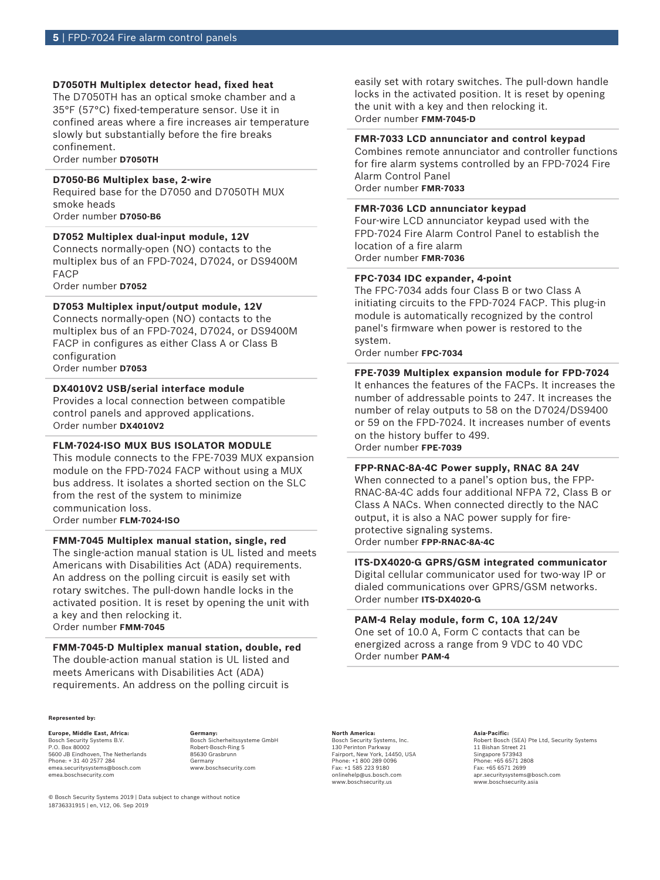**D7050TH Multiplex detector head, fixed heat**

The D7050TH has an optical smoke chamber and a 35°F (57°C) fixed-temperature sensor. Use it in confined areas where a fire increases air temperature slowly but substantially before the fire breaks confinement.

Order number **D7050TH**

**D7050-B6 Multiplex base, 2-wire**

Required base for the D7050 and D7050TH MUX smoke heads

Order number **D7050-B6**

**D7052 Multiplex dual-input module, 12V**

Connects normally-open (NO) contacts to the multiplex bus of an FPD-7024, D7024, or DS9400M FACP

Order number **D7052**

**D7053 Multiplex input/output module, 12V**

Connects normally-open (NO) contacts to the multiplex bus of an FPD-7024, D7024, or DS9400M FACP in configures as either Class A or Class B configuration

Order number **D7053**

**DX4010V2 USB/serial interface module**

Provides a local connection between compatible control panels and approved applications.

Order number **DX4010V2**

**FLM-7024-ISO MUX BUS ISOLATOR MODULE**

This module connects to the FPE-7039 MUX expansion module on the FPD-7024 FACP without using a MUX bus address. It isolates a shorted section on the SLC from the rest of the system to minimize communication loss.

Order number **FLM-7024-ISO**

**FMM-7045 Multiplex manual station, single, red**

The single-action manual station is UL listed and meets Americans with Disabilities Act (ADA) requirements. An address on the polling circuit is easily set with rotary switches. The pull-down handle locks in the activated position. It is reset by opening the unit with a key and then relocking it.

Order number **FMM-7045**

**FMM-7045-D Multiplex manual station, double, red**

The double-action manual station is UL listed and meets Americans with Disabilities Act (ADA) requirements. An address on the polling circuit is easily set with rotary switches. The pull-down handle locks in the activated position. It is reset by opening the unit with a key and then relocking it.

Order number **FMM-7045-D**

**FMR-7033 LCD annunciator and control keypad**

Combines remote annunciator and controller functions for fire alarm systems controlled by an FPD-7024 Fire Alarm Control Panel

Order number **FMR-7033**

**FMR-7036 LCD annunciator keypad**

Four-wire LCD annunciator keypad used with the FPD-7024 Fire Alarm Control Panel to establish the location of a fire alarm

Order number **FMR-7036**

**FPC-7034 IDC expander, 4-point**

The FPC-7034 adds four Class B or two Class A initiating circuits to the FPD-7024 FACP. This plug-in module is automatically recognized by the control panel's firmware when power is restored to the system.

Order number **FPC-7034**

**FPE-7039 Multiplex expansion module for FPD-7024**

It enhances the features of the FACPs. It increases the number of addressable points to 247. It increases the number of relay outputs to 58 on the D7024/DS9400 or 59 on the FPD-7024. It increases number of events on the history buffer to 499.

Order number **FPE-7039**

**FPP-RNAC-8A-4C Power supply, RNAC 8A 24V**

When connected to a panel's option bus, the FPP-RNAC-8A-4C adds four additional NFPA 72, Class B or Class A NACs. When connected directly to the NAC output, it is also a NAC power supply for fire-protective signaling systems.

Order number **FPP-RNAC-8A-4C**

**ITS-DX4020-G GPRS/GSM integrated communicator**

Digital cellular communicator used for two-way IP or dialed communications over GPRS/GSM networks.

Order number **ITS-DX4020-G**

**PAM-4 Relay module, form C, 10A 12/24V**

One set of 10.0 A, Form C contacts that can be energized across a range from 9 VDC to 40 VDC

Order number **PAM-4**

**Represented by:**

**Europe, Middle East, Africa:**
Bosch Security Systems B.V.
P.O. Box 80002
5600 JB Eindhoven, The Netherlands
Phone: + 31 40 2577 284
emea.securitysystems@bosch.com
emea.boschsecurity.com

**Germany:**
Bosch Sicherheitssysteme GmbH
Robert-Bosch-Ring 5
85630 Grasbrunn
Germany
www.boschsecurity.com

**North America:**
Bosch Security Systems, Inc.
130 Perinton Parkway
Fairport, New York, 14450, USA
Phone: +1 800 289 0096
Fax: +1 585 223 9180
onlinehelp@us.bosch.com
www.boschsecurity.us

**Asia-Pacific:**
Robert Bosch (SEA) Pte Ltd, Security Systems
11 Bishan Street 21
Singapore 573943
Phone: +65 6571 2808
Fax: +65 6571 2699
apr.securitysystems@bosch.com
www.boschsecurity.asia

© Bosch Security Systems 2019 | Data subject to change without notice
18736331915 | en, V12, 06. Sep 2019